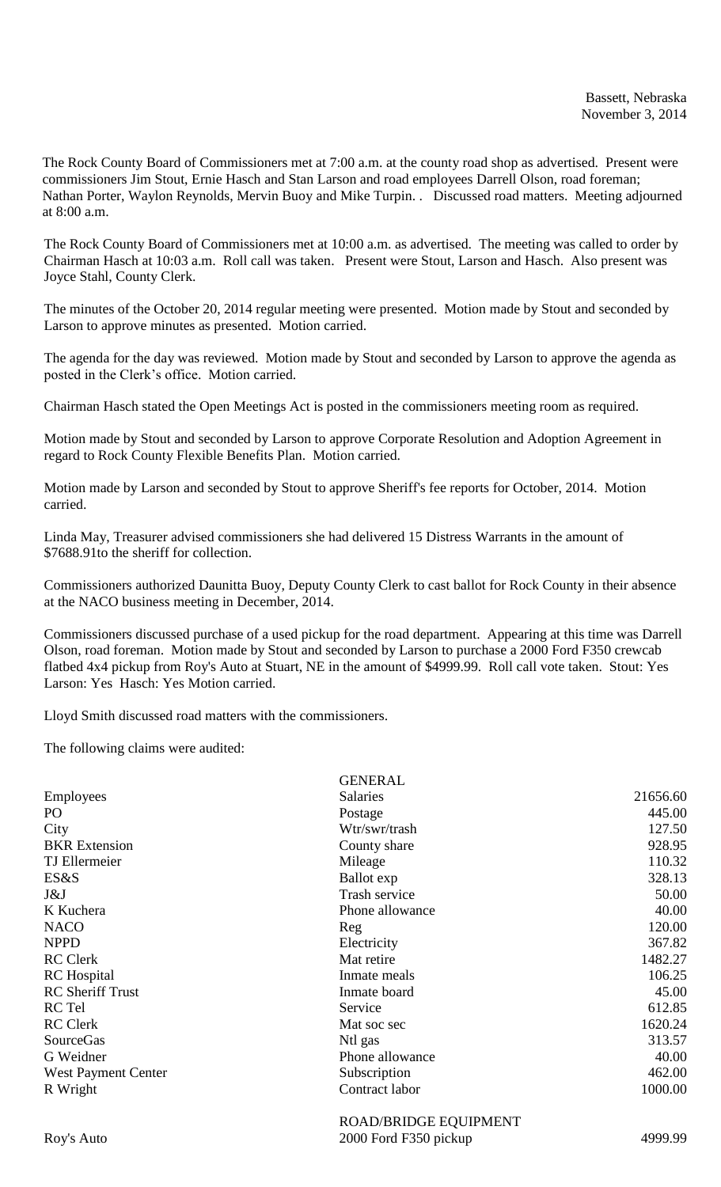Bassett, Nebraska
November 3, 2014

The Rock County Board of Commissioners met at 7:00 a.m. at the county road shop as advertised. Present were commissioners Jim Stout, Ernie Hasch and Stan Larson and road employees Darrell Olson, road foreman; Nathan Porter, Waylon Reynolds, Mervin Buoy and Mike Turpin. . Discussed road matters. Meeting adjourned at 8:00 a.m.

The Rock County Board of Commissioners met at 10:00 a.m. as advertised. The meeting was called to order by Chairman Hasch at 10:03 a.m. Roll call was taken. Present were Stout, Larson and Hasch. Also present was Joyce Stahl, County Clerk.

The minutes of the October 20, 2014 regular meeting were presented. Motion made by Stout and seconded by Larson to approve minutes as presented. Motion carried.

The agenda for the day was reviewed. Motion made by Stout and seconded by Larson to approve the agenda as posted in the Clerk's office. Motion carried.

Chairman Hasch stated the Open Meetings Act is posted in the commissioners meeting room as required.

Motion made by Stout and seconded by Larson to approve Corporate Resolution and Adoption Agreement in regard to Rock County Flexible Benefits Plan. Motion carried.

Motion made by Larson and seconded by Stout to approve Sheriff's fee reports for October, 2014. Motion carried.

Linda May, Treasurer advised commissioners she had delivered 15 Distress Warrants in the amount of $7688.91to the sheriff for collection.

Commissioners authorized Daunitta Buoy, Deputy County Clerk to cast ballot for Rock County in their absence at the NACO business meeting in December, 2014.

Commissioners discussed purchase of a used pickup for the road department. Appearing at this time was Darrell Olson, road foreman. Motion made by Stout and seconded by Larson to purchase a 2000 Ford F350 crewcab flatbed 4x4 pickup from Roy's Auto at Stuart, NE in the amount of $4999.99. Roll call vote taken. Stout: Yes Larson: Yes Hasch: Yes Motion carried.

Lloyd Smith discussed road matters with the commissioners.

The following claims were audited:

| | GENERAL | |
|---|---|---|
| Employees | Salaries | 21656.60 |
| PO | Postage | 445.00 |
| City | Wtr/swr/trash | 127.50 |
| BKR Extension | County share | 928.95 |
| TJ Ellermeier | Mileage | 110.32 |
| ES&S | Ballot exp | 328.13 |
| J&J | Trash service | 50.00 |
| K Kuchera | Phone allowance | 40.00 |
| NACO | Reg | 120.00 |
| NPPD | Electricity | 367.82 |
| RC Clerk | Mat retire | 1482.27 |
| RC Hospital | Inmate meals | 106.25 |
| RC Sheriff Trust | Inmate board | 45.00 |
| RC Tel | Service | 612.85 |
| RC Clerk | Mat soc sec | 1620.24 |
| SourceGas | Ntl gas | 313.57 |
| G Weidner | Phone allowance | 40.00 |
| West Payment Center | Subscription | 462.00 |
| R Wright | Contract labor | 1000.00 |
| | ROAD/BRIDGE EQUIPMENT | |
| Roy's Auto | 2000 Ford F350 pickup | 4999.99 |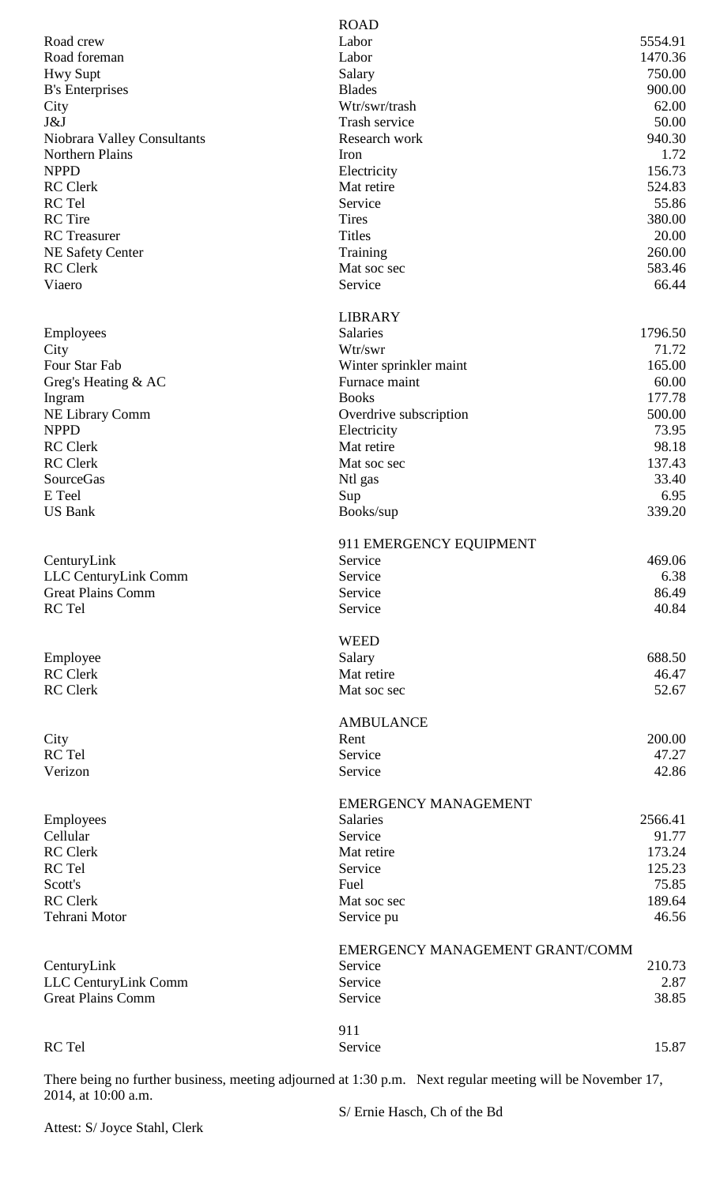| | | |
|---|---|---|
| | ROAD | |
| Road crew | Labor | 5554.91 |
| Road foreman | Labor | 1470.36 |
| Hwy Supt | Salary | 750.00 |
| B's Enterprises | Blades | 900.00 |
| City | Wtr/swr/trash | 62.00 |
| J&J | Trash service | 50.00 |
| Niobrara Valley Consultants | Research work | 940.30 |
| Northern Plains | Iron | 1.72 |
| NPPD | Electricity | 156.73 |
| RC Clerk | Mat retire | 524.83 |
| RC Tel | Service | 55.86 |
| RC Tire | Tires | 380.00 |
| RC Treasurer | Titles | 20.00 |
| NE Safety Center | Training | 260.00 |
| RC Clerk | Mat soc sec | 583.46 |
| Viaero | Service | 66.44 |
| | LIBRARY | |
| Employees | Salaries | 1796.50 |
| City | Wtr/swr | 71.72 |
| Four Star Fab | Winter sprinkler maint | 165.00 |
| Greg's Heating & AC | Furnace maint | 60.00 |
| Ingram | Books | 177.78 |
| NE Library Comm | Overdrive subscription | 500.00 |
| NPPD | Electricity | 73.95 |
| RC Clerk | Mat retire | 98.18 |
| RC Clerk | Mat soc sec | 137.43 |
| SourceGas | Ntl gas | 33.40 |
| E Teel | Sup | 6.95 |
| US Bank | Books/sup | 339.20 |
| | 911 EMERGENCY EQUIPMENT | |
| CenturyLink | Service | 469.06 |
| LLC CenturyLink Comm | Service | 6.38 |
| Great Plains Comm | Service | 86.49 |
| RC Tel | Service | 40.84 |
| | WEED | |
| Employee | Salary | 688.50 |
| RC Clerk | Mat retire | 46.47 |
| RC Clerk | Mat soc sec | 52.67 |
| | AMBULANCE | |
| City | Rent | 200.00 |
| RC Tel | Service | 47.27 |
| Verizon | Service | 42.86 |
| | EMERGENCY MANAGEMENT | |
| Employees | Salaries | 2566.41 |
| Cellular | Service | 91.77 |
| RC Clerk | Mat retire | 173.24 |
| RC Tel | Service | 125.23 |
| Scott's | Fuel | 75.85 |
| RC Clerk | Mat soc sec | 189.64 |
| Tehrani Motor | Service pu | 46.56 |
| | EMERGENCY MANAGEMENT GRANT/COMM | |
| CenturyLink | Service | 210.73 |
| LLC CenturyLink Comm | Service | 2.87 |
| Great Plains Comm | Service | 38.85 |
| | 911 | |
| RC Tel | Service | 15.87 |

There being no further business, meeting adjourned at 1:30 p.m. Next regular meeting will be November 17, 2014, at 10:00 a.m.

S/ Ernie Hasch, Ch of the Bd

Attest: S/ Joyce Stahl, Clerk